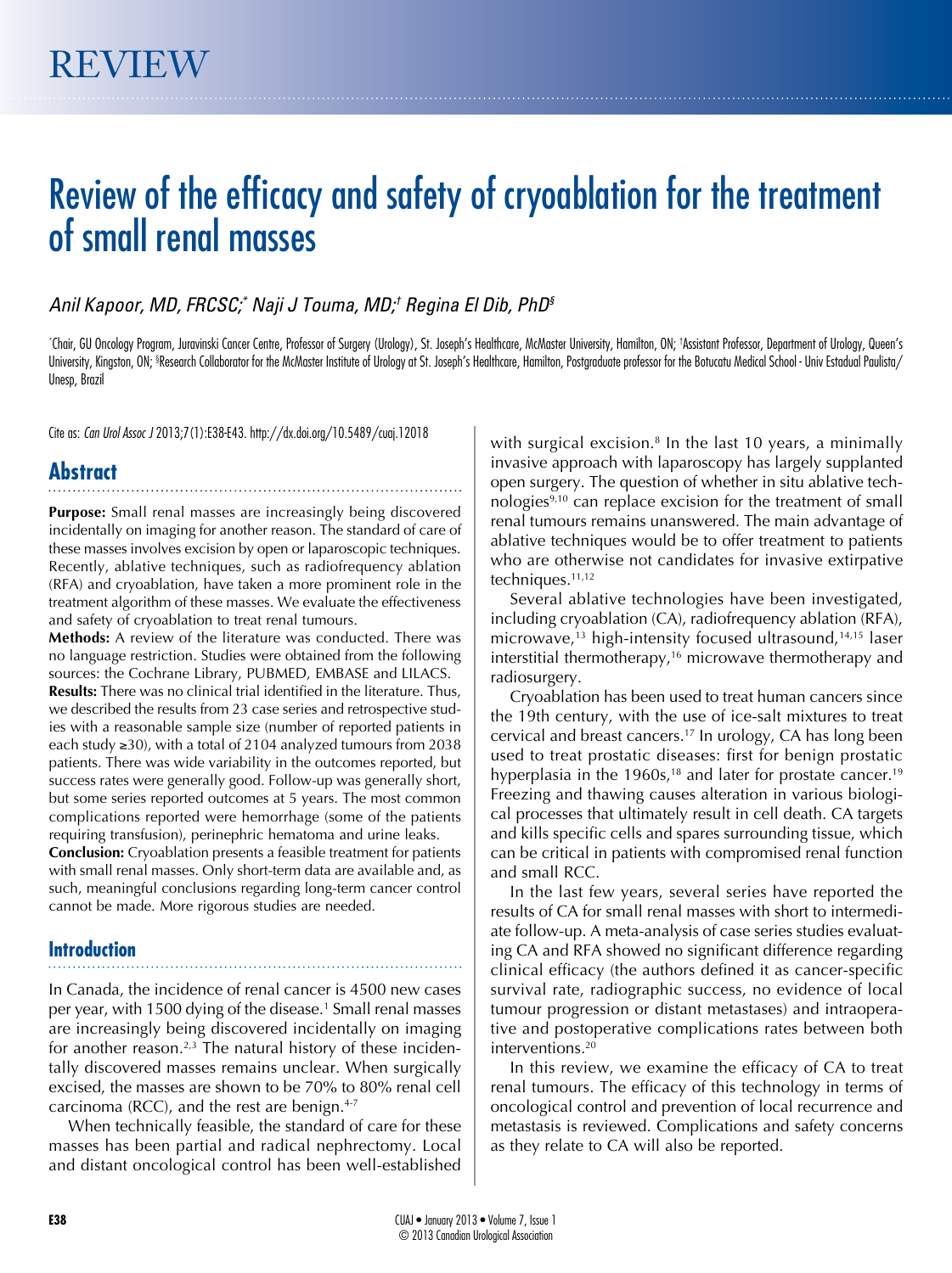REVIEW

# Review of the efficacy and safety of cryoablation for the treatment of small renal masses

*Anil Kapoor, MD, FRCSC;[*] Naji J Touma, MD;[†] Regina El Dib, PhD[§]*

[*]Chair, GU Oncology Program, Juravinski Cancer Centre, Professor of Surgery (Urology), St. Joseph's Healthcare, McMaster University, Hamilton, ON; [†]Assistant Professor, Department of Urology, Queen's University, Kingston, ON; [§]Research Collaborator for the McMaster Institute of Urology at St. Joseph's Healthcare, Hamilton, Postgraduate professor for the Botucatu Medical School - Univ Estadual Paulista/ Unesp, Brazil

Cite as: *Can Urol Assoc J* 2013;7(1):E38-E43. http://dx.doi.org/10.5489/cuaj.12018

## Abstract

**Purpose:** Small renal masses are increasingly being discovered incidentally on imaging for another reason. The standard of care of these masses involves excision by open or laparoscopic techniques. Recently, ablative techniques, such as radiofrequency ablation (RFA) and cryoablation, have taken a more prominent role in the treatment algorithm of these masses. We evaluate the effectiveness and safety of cryoablation to treat renal tumours.

**Methods:** A review of the literature was conducted. There was no language restriction. Studies were obtained from the following sources: the Cochrane Library, PUBMED, EMBASE and LILACS.

**Results:** There was no clinical trial identified in the literature. Thus, we described the results from 23 case series and retrospective studies with a reasonable sample size (number of reported patients in each study ≥30), with a total of 2104 analyzed tumours from 2038 patients. There was wide variability in the outcomes reported, but success rates were generally good. Follow-up was generally short, but some series reported outcomes at 5 years. The most common complications reported were hemorrhage (some of the patients requiring transfusion), perinephric hematoma and urine leaks.

**Conclusion:** Cryoablation presents a feasible treatment for patients with small renal masses. Only short-term data are available and, as such, meaningful conclusions regarding long-term cancer control cannot be made. More rigorous studies are needed.

## Introduction

In Canada, the incidence of renal cancer is 4500 new cases per year, with 1500 dying of the disease.[1] Small renal masses are increasingly being discovered incidentally on imaging for another reason.[2,3] The natural history of these incidentally discovered masses remains unclear. When surgically excised, the masses are shown to be 70% to 80% renal cell carcinoma (RCC), and the rest are benign.[4-7]

When technically feasible, the standard of care for these masses has been partial and radical nephrectomy. Local and distant oncological control has been well-established with surgical excision.[8] In the last 10 years, a minimally invasive approach with laparoscopy has largely supplanted open surgery. The question of whether in situ ablative technologies[9,10] can replace excision for the treatment of small renal tumours remains unanswered. The main advantage of ablative techniques would be to offer treatment to patients who are otherwise not candidates for invasive extirpative techniques.[11,12]

Several ablative technologies have been investigated, including cryoablation (CA), radiofrequency ablation (RFA), microwave,[13] high-intensity focused ultrasound,[14,15] laser interstitial thermotherapy,[16] microwave thermotherapy and radiosurgery.

Cryoablation has been used to treat human cancers since the 19th century, with the use of ice-salt mixtures to treat cervical and breast cancers.[17] In urology, CA has long been used to treat prostatic diseases: first for benign prostatic hyperplasia in the 1960s,[18] and later for prostate cancer.[19] Freezing and thawing causes alteration in various biological processes that ultimately result in cell death. CA targets and kills specific cells and spares surrounding tissue, which can be critical in patients with compromised renal function and small RCC.

In the last few years, several series have reported the results of CA for small renal masses with short to intermediate follow-up. A meta-analysis of case series studies evaluating CA and RFA showed no significant difference regarding clinical efficacy (the authors defined it as cancer-specific survival rate, radiographic success, no evidence of local tumour progression or distant metastases) and intraoperative and postoperative complications rates between both interventions.[20]

In this review, we examine the efficacy of CA to treat renal tumours. The efficacy of this technology in terms of oncological control and prevention of local recurrence and metastasis is reviewed. Complications and safety concerns as they relate to CA will also be reported.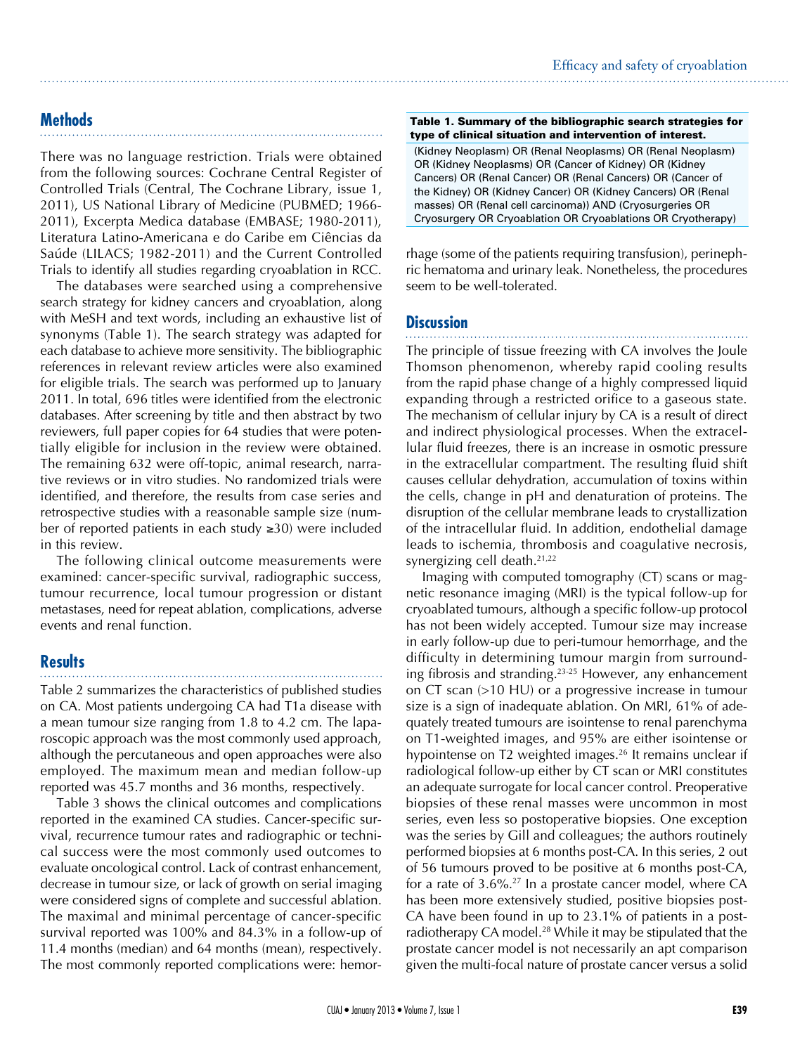## Methods

There was no language restriction. Trials were obtained from the following sources: Cochrane Central Register of Controlled Trials (Central, The Cochrane Library, issue 1, 2011), US National Library of Medicine (PUBMED; 1966-2011), Excerpta Medica database (EMBASE; 1980-2011), Literatura Latino-Americana e do Caribe em Ciências da Saúde (LILACS; 1982-2011) and the Current Controlled Trials to identify all studies regarding cryoablation in RCC.

The databases were searched using a comprehensive search strategy for kidney cancers and cryoablation, along with MeSH and text words, including an exhaustive list of synonyms (Table 1). The search strategy was adapted for each database to achieve more sensitivity. The bibliographic references in relevant review articles were also examined for eligible trials. The search was performed up to January 2011. In total, 696 titles were identified from the electronic databases. After screening by title and then abstract by two reviewers, full paper copies for 64 studies that were potentially eligible for inclusion in the review were obtained. The remaining 632 were off-topic, animal research, narrative reviews or in vitro studies. No randomized trials were identified, and therefore, the results from case series and retrospective studies with a reasonable sample size (number of reported patients in each study ≥30) were included in this review.

The following clinical outcome measurements were examined: cancer-specific survival, radiographic success, tumour recurrence, local tumour progression or distant metastases, need for repeat ablation, complications, adverse events and renal function.

**Table 1. Summary of the bibliographic search strategies for type of clinical situation and intervention of interest.**

| (Kidney Neoplasm) OR (Renal Neoplasms) OR (Renal Neoplasm) OR (Kidney Neoplasms) OR (Cancer of Kidney) OR (Kidney Cancers) OR (Renal Cancer) OR (Renal Cancers) OR (Cancer of the Kidney) OR (Kidney Cancer) OR (Kidney Cancers) OR (Renal masses) OR (Renal cell carcinoma)) AND (Cryosurgeries OR Cryosurgery OR Cryoablation OR Cryoablations OR Cryotherapy) |
|---|

## Results

Table 2 summarizes the characteristics of published studies on CA. Most patients undergoing CA had T1a disease with a mean tumour size ranging from 1.8 to 4.2 cm. The laparoscopic approach was the most commonly used approach, although the percutaneous and open approaches were also employed. The maximum mean and median follow-up reported was 45.7 months and 36 months, respectively.

Table 3 shows the clinical outcomes and complications reported in the examined CA studies. Cancer-specific survival, recurrence tumour rates and radiographic or technical success were the most commonly used outcomes to evaluate oncological control. Lack of contrast enhancement, decrease in tumour size, or lack of growth on serial imaging were considered signs of complete and successful ablation. The maximal and minimal percentage of cancer-specific survival reported was 100% and 84.3% in a follow-up of 11.4 months (median) and 64 months (mean), respectively. The most commonly reported complications were: hemorrhage (some of the patients requiring transfusion), perinephric hematoma and urinary leak. Nonetheless, the procedures seem to be well-tolerated.

## Discussion

The principle of tissue freezing with CA involves the Joule Thomson phenomenon, whereby rapid cooling results from the rapid phase change of a highly compressed liquid expanding through a restricted orifice to a gaseous state. The mechanism of cellular injury by CA is a result of direct and indirect physiological processes. When the extracellular fluid freezes, there is an increase in osmotic pressure in the extracellular compartment. The resulting fluid shift causes cellular dehydration, accumulation of toxins within the cells, change in pH and denaturation of proteins. The disruption of the cellular membrane leads to crystallization of the intracellular fluid. In addition, endothelial damage leads to ischemia, thrombosis and coagulative necrosis, synergizing cell death.[21,22]

Imaging with computed tomography (CT) scans or magnetic resonance imaging (MRI) is the typical follow-up for cryoablated tumours, although a specific follow-up protocol has not been widely accepted. Tumour size may increase in early follow-up due to peri-tumour hemorrhage, and the difficulty in determining tumour margin from surrounding fibrosis and stranding.[23-25] However, any enhancement on CT scan (>10 HU) or a progressive increase in tumour size is a sign of inadequate ablation. On MRI, 61% of adequately treated tumours are isointense to renal parenchyma on T1-weighted images, and 95% are either isointense or hypointense on T2 weighted images.[26] It remains unclear if radiological follow-up either by CT scan or MRI constitutes an adequate surrogate for local cancer control. Preoperative biopsies of these renal masses were uncommon in most series, even less so postoperative biopsies. One exception was the series by Gill and colleagues; the authors routinely performed biopsies at 6 months post-CA. In this series, 2 out of 56 tumours proved to be positive at 6 months post-CA, for a rate of 3.6%.[27] In a prostate cancer model, where CA has been more extensively studied, positive biopsies post-CA have been found in up to 23.1% of patients in a post-radiotherapy CA model.[28] While it may be stipulated that the prostate cancer model is not necessarily an apt comparison given the multi-focal nature of prostate cancer versus a solid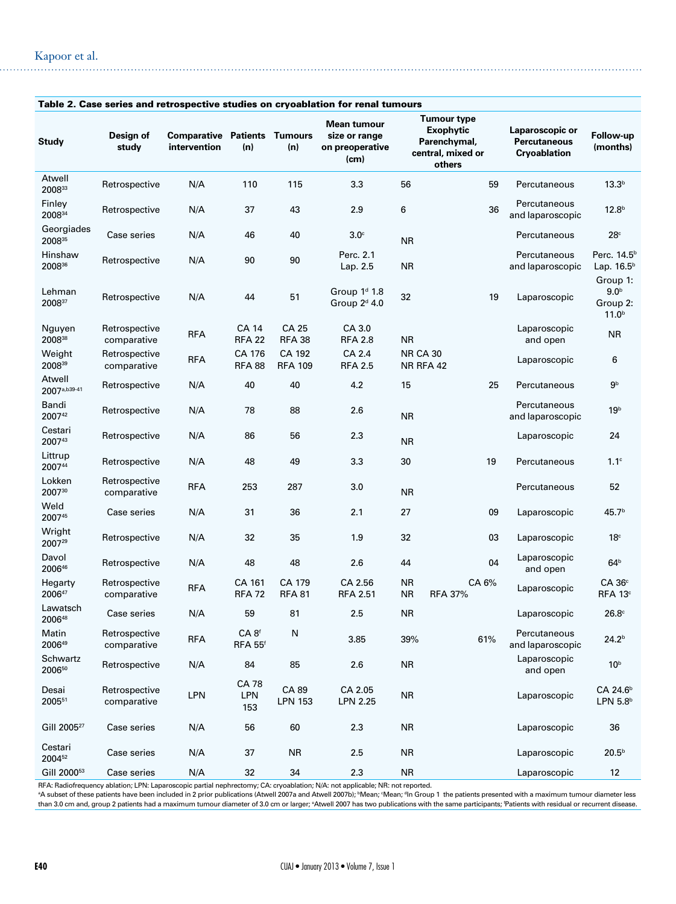**Table 2. Case series and retrospective studies on cryoablation for renal tumours**

| Study | Design of study | Comparative intervention | Patients (n) | Tumours (n) | Mean tumour size or range on preoperative (cm) | Tumour type Exophytic | Parenchymal, central, mixed or others | Laparoscopic or Percutaneous Cryoablation | Follow-up (months) |
|---|---|---|---|---|---|---|---|---|---|
| Atwell 2008[33] | Retrospective | N/A | 110 | 115 | 3.3 | 56 | 59 | Percutaneous | 13.3[b] |
| Finley 2008[34] | Retrospective | N/A | 37 | 43 | 2.9 | 6 | 36 | Percutaneous and laparoscopic | 12.8[b] |
| Georgiades 2008[35] | Case series | N/A | 46 | 40 | 3.0[c] | NR | | Percutaneous | 28[c] |
| Hinshaw 2008[36] | Retrospective | N/A | 90 | 90 | Perc. 2.1 Lap. 2.5 | NR | | Percutaneous and laparoscopic | Perc. 14.5[b] Lap. 16.5[b] |
| Lehman 2008[37] | Retrospective | N/A | 44 | 51 | Group 1[d] 1.8 Group 2[d] 4.0 | 32 | 19 | Laparoscopic | Group 1: 9.0[b] Group 2: 11.0[b] |
| Nguyen 2008[38] | Retrospective comparative | RFA | CA 14 RFA 22 | CA 25 RFA 38 | CA 3.0 RFA 2.8 | NR | | Laparoscopic and open | NR |
| Weight 2008[39] | Retrospective comparative | RFA | CA 176 RFA 88 | CA 192 RFA 109 | CA 2.4 RFA 2.5 | NR CA 30 NR RFA 42 | | Laparoscopic | 6 |
| Atwell 2007[a,b39-41] | Retrospective | N/A | 40 | 40 | 4.2 | 15 | 25 | Percutaneous | 9[b] |
| Bandi 2007[42] | Retrospective | N/A | 78 | 88 | 2.6 | NR | | Percutaneous and laparoscopic | 19[b] |
| Cestari 2007[43] | Retrospective | N/A | 86 | 56 | 2.3 | NR | | Laparoscopic | 24 |
| Littrup 2007[44] | Retrospective | N/A | 48 | 49 | 3.3 | 30 | 19 | Percutaneous | 1.1[c] |
| Lokken 2007[30] | Retrospective comparative | RFA | 253 | 287 | 3.0 | NR | | Percutaneous | 52 |
| Weld 2007[45] | Case series | N/A | 31 | 36 | 2.1 | 27 | 09 | Laparoscopic | 45.7[b] |
| Wright 2007[29] | Retrospective | N/A | 32 | 35 | 1.9 | 32 | 03 | Laparoscopic | 18[c] |
| Davol 2006[46] | Retrospective | N/A | 48 | 48 | 2.6 | 44 | 04 | Laparoscopic and open | 64[b] |
| Hegarty 2006[47] | Retrospective comparative | RFA | CA 161 RFA 72 | CA 179 RFA 81 | CA 2.56 RFA 2.51 | NR NR | CA 6% RFA 37% | Laparoscopic | CA 36[c] RFA 13[c] |
| Lawatsch 2006[48] | Case series | N/A | 59 | 81 | 2.5 | NR | | Laparoscopic | 26.8[c] |
| Matin 2006[49] | Retrospective comparative | RFA | CA 8[f] RFA 55[f] | N | 3.85 | 39% | 61% | Percutaneous and laparoscopic | 24.2[b] |
| Schwartz 2006[50] | Retrospective | N/A | 84 | 85 | 2.6 | NR | | Laparoscopic and open | 10[b] |
| Desai 2005[51] | Retrospective comparative | LPN | CA 78 LPN 153 | CA 89 LPN 153 | CA 2.05 LPN 2.25 | NR | | Laparoscopic | CA 24.6[b] LPN 5.8[b] |
| Gill 2005[27] | Case series | N/A | 56 | 60 | 2.3 | NR | | Laparoscopic | 36 |
| Cestari 2004[52] | Case series | N/A | 37 | NR | 2.5 | NR | | Laparoscopic | 20.5[b] |
| Gill 2000[53] | Case series | N/A | 32 | 34 | 2.3 | NR | | Laparoscopic | 12 |

RFA: Radiofrequency ablation; LPN: Laparoscopic partial nephrectomy; CA: cryoablation; N/A: not applicable; NR: not reported.
[a]A subset of these patients have been included in 2 prior publications (Atwell 2007a and Atwell 2007b); [b]Mean; [c]Mean; [d]In Group 1 the patients presented with a maximum tumour diameter less than 3.0 cm and, group 2 patients had a maximum tumour diameter of 3.0 cm or larger; [e]Atwell 2007 has two publications with the same participants; [f]Patients with residual or recurrent disease.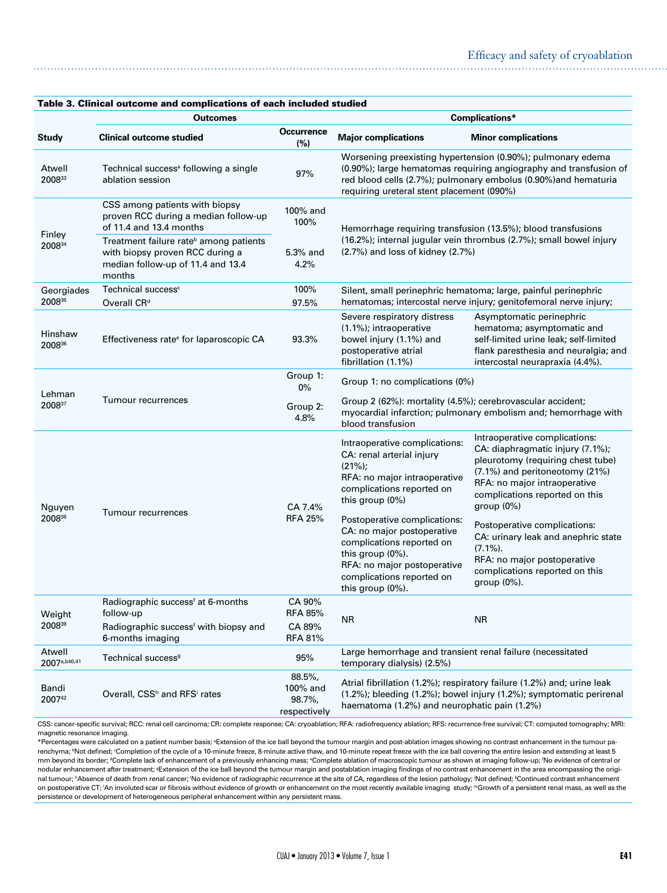**Table 3. Clinical outcome and complications of each included studied**

| Study | Outcomes | | Complications* | |
|---|---|---|---|---|
| | Clinical outcome studied | Occurrence (%) | Major complications | Minor complications |
| Atwell 2008[33] | Technical success[a] following a single ablation session | 97% | Worsening preexisting hypertension (0.90%); pulmonary edema (0.90%); large hematomas requiring angiography and transfusion of red blood cells (2.7%); pulmonary embolus (0.90%)and hematuria requiring ureteral stent placement (090%) | |
| Finley 2008[34] | CSS among patients with biopsy proven RCC during a median follow-up of 11.4 and 13.4 months | 100% and 100% | Hemorrhage requiring transfusion (13.5%); blood transfusions (16.2%); internal jugular vein thrombus (2.7%); small bowel injury (2.7%) and loss of kidney (2.7%) | |
| | Treatment failure rate[b] among patients with biopsy proven RCC during a median follow-up of 11.4 and 13.4 months | 5.3% and 4.2% | | |
| Georgiades 2008[35] | Technical success[c] | 100% | Silent, small perinephric hematoma; large, painful perinephric hematomas; intercostal nerve injury; genitofemoral nerve injury; | |
| | Overall CR[d] | 97.5% | | |
| Hinshaw 2008[36] | Effectiveness rate[e] for laparoscopic CA | 93.3% | Severe respiratory distress (1.1%); intraoperative bowel injury (1.1%) and postoperative atrial fibrillation (1.1%) | Asymptomatic perinephric hematoma; asymptomatic and self-limited urine leak; self-limited flank paresthesia and neuralgia; and intercostal neurapraxia (4.4%). |
| Lehman 2008[37] | Tumour recurrences | Group 1: 0% | Group 1: no complications (0%) | |
| | | Group 2: 4.8% | Group 2 (62%): mortality (4.5%); cerebrovascular accident; myocardial infarction; pulmonary embolism and; hemorrhage with blood transfusion | |
| Nguyen 2008[38] | Tumour recurrences | CA 7.4% RFA 25% | Intraoperative complications: CA: renal arterial injury (21%); RFA: no major intraoperative complications reported on this group (0%) | Intraoperative complications: CA: diaphragmatic injury (7.1%); pleurotomy (requiring chest tube) (7.1%) and peritoneotomy (21%) RFA: no major intraoperative complications reported on this group (0%) |
| | | | Postoperative complications: CA: no major postoperative complications reported on this group (0%). RFA: no major postoperative complications reported on this group (0%). | Postoperative complications: CA: urinary leak and anephric state (7.1%). RFA: no major postoperative complications reported on this group (0%). |
| Weight 2008[39] | Radiographic success[f] at 6-months follow-up | CA 90% RFA 85% | NR | NR |
| | Radiographic success[f] with biopsy and 6-months imaging | CA 89% RFA 81% | | |
| Atwell 2007[a,b40,41] | Technical success[g] | 95% | Large hemorrhage and transient renal failure (necessitated temporary dialysis) (2.5%) | |
| Bandi 2007[42] | Overall, CSS[h] and RFS[i] rates | 88.5%, 100% and 98.7%, respectively | Atrial fibrillation (1.2%); respiratory failure (1.2%) and; urine leak (1.2%); bleeding (1.2%); bowel injury (1.2%); symptomatic perirenal haematoma (1.2%) and neurophatic pain (1.2%) | |

CSS: cancer-specific survival; RCC: renal cell carcinoma; CR: complete response; CA: cryoablation; RFA: radiofrequency ablation; RFS: recurrence-free survival; CT: computed tomography; MRI: magnetic resonance imaging.

*Percentages were calculated on a patient number basis; [a]Extension of the ice ball beyond the tumour margin and post-ablation images showing no contrast enhancement in the tumour parenchyma; [b]Not defined; [c]Completion of the cycle of a 10-minute freeze, 8-minute active thaw, and 10-minute repeat freeze with the ice ball covering the entire lesion and extending at least 5 mm beyond its border; [d]Complete lack of enhancement of a previously enhancing mass; [e]Complete ablation of macroscopic tumour as shown at imaging follow-up; [f]No evidence of central or nodular enhancement after treatment; [g]Extension of the ice ball beyond the tumour margin and postablation imaging findings of no contrast enhancement in the area encompassing the original tumour; [h]Absence of death from renal cancer; [i]No evidence of radiographic recurrence at the site of CA, regardless of the lesion pathology; [j]Not defined; [k]Continued contrast enhancement on postoperative CT; [l]An involuted scar or fibrosis without evidence of growth or enhancement on the most recently available imaging study; [m]Growth of a persistent renal mass, as well as the persistence or development of heterogeneous peripheral enhancement within any persistent mass.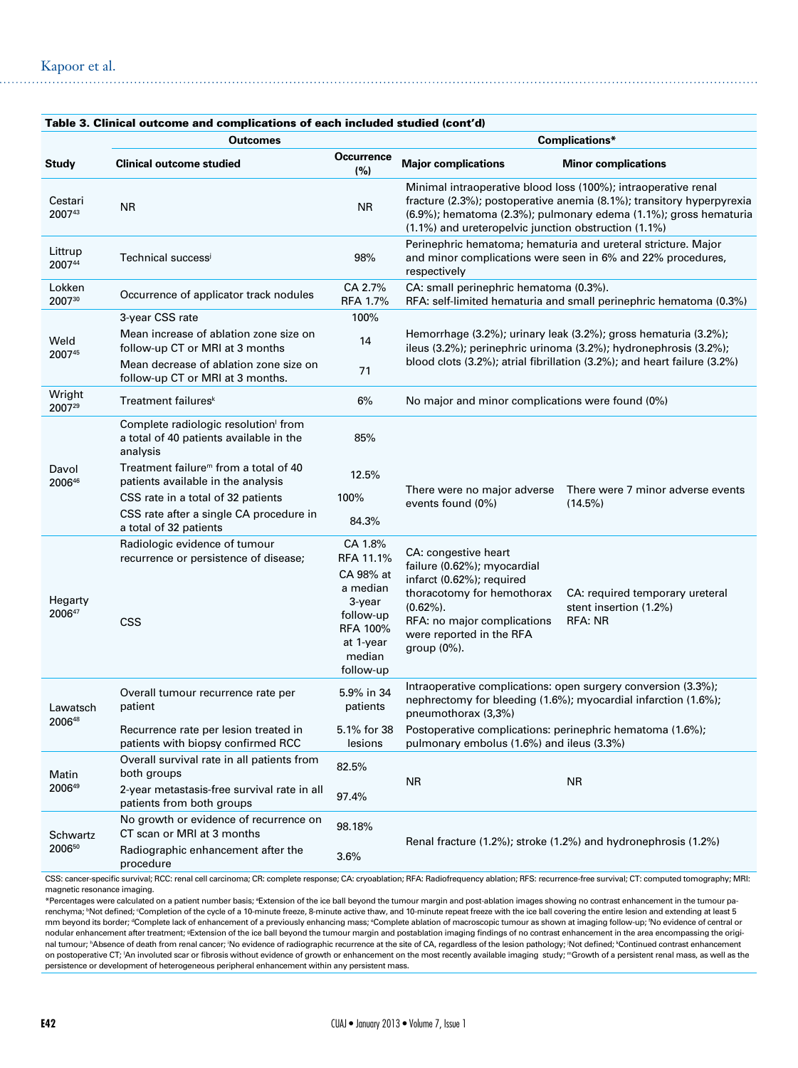**Table 3. Clinical outcome and complications of each included studied (cont'd)**

| Study | Outcomes | | Complications* | |
|---|---|---|---|---|
| | Clinical outcome studied | Occurrence (%) | Major complications | Minor complications |
| Cestari 2007[43] | NR | NR | Minimal intraoperative blood loss (100%); intraoperative renal fracture (2.3%); postoperative anemia (8.1%); transitory hyperpyrexia (6.9%); hematoma (2.3%); pulmonary edema (1.1%); gross hematuria (1.1%) and ureteropelvic junction obstruction (1.1%) | |
| Littrup 2007[44] | Technical success[j] | 98% | Perinephric hematoma; hematuria and ureteral stricture. Major and minor complications were seen in 6% and 22% procedures, respectively | |
| Lokken 2007[30] | Occurrence of applicator track nodules | CA 2.7% RFA 1.7% | CA: small perinephric hematoma (0.3%). RFA: self-limited hematuria and small perinephric hematoma (0.3%) | |
| Weld 2007[45] | 3-year CSS rate | 100% | Hemorrhage (3.2%); urinary leak (3.2%); gross hematuria (3.2%); ileus (3.2%); perinephric urinoma (3.2%); hydronephrosis (3.2%); blood clots (3.2%); atrial fibrillation (3.2%); and heart failure (3.2%) | |
| | Mean increase of ablation zone size on follow-up CT or MRI at 3 months | 14 | | |
| | Mean decrease of ablation zone size on follow-up CT or MRI at 3 months. | 71 | | |
| Wright 2007[29] | Treatment failures[k] | 6% | No major and minor complications were found (0%) | |
| Davol 2006[46] | Complete radiologic resolution[l] from a total of 40 patients available in the analysis | 85% | There were no major adverse events found (0%) | There were 7 minor adverse events (14.5%) |
| | Treatment failure[m] from a total of 40 patients available in the analysis | 12.5% | | |
| | CSS rate in a total of 32 patients | 100% | | |
| | CSS rate after a single CA procedure in a total of 32 patients | 84.3% | | |
| Hegarty 2006[47] | Radiologic evidence of tumour recurrence or persistence of disease; | CA 1.8% RFA 11.1% | CA: congestive heart failure (0.62%); myocardial infarct (0.62%); required thoracotomy for hemothorax (0.62%). RFA: no major complications were reported in the RFA group (0%). | CA: required temporary ureteral stent insertion (1.2%) RFA: NR |
| | CSS | CA 98% at a median 3-year follow-up RFA 100% at 1-year median follow-up | | |
| Lawatsch 2006[48] | Overall tumour recurrence rate per patient | 5.9% in 34 patients | Intraoperative complications: open surgery conversion (3.3%); nephrectomy for bleeding (1.6%); myocardial infarction (1.6%); pneumothorax (3,3%) | |
| | Recurrence rate per lesion treated in patients with biopsy confirmed RCC | 5.1% for 38 lesions | Postoperative complications: perinephric hematoma (1.6%); pulmonary embolus (1.6%) and ileus (3.3%) | |
| Matin 2006[49] | Overall survival rate in all patients from both groups | 82.5% | NR | NR |
| | 2-year metastasis-free survival rate in all patients from both groups | 97.4% | | |
| Schwartz 2006[50] | No growth or evidence of recurrence on CT scan or MRI at 3 months | 98.18% | Renal fracture (1.2%); stroke (1.2%) and hydronephrosis (1.2%) | |
| | Radiographic enhancement after the procedure | 3.6% | | |

CSS: cancer-specific survival; RCC: renal cell carcinoma; CR: complete response; CA: cryoablation; RFA: Radiofrequency ablation; RFS: recurrence-free survival; CT: computed tomography; MRI: magnetic resonance imaging.

*Percentages were calculated on a patient number basis; [a]Extension of the ice ball beyond the tumour margin and post-ablation images showing no contrast enhancement in the tumour parenchyma; [b]Not defined; [c]Completion of the cycle of a 10-minute freeze, 8-minute active thaw, and 10-minute repeat freeze with the ice ball covering the entire lesion and extending at least 5 mm beyond its border; [d]Complete lack of enhancement of a previously enhancing mass; [e]Complete ablation of macroscopic tumour as shown at imaging follow-up; [f]No evidence of central or nodular enhancement after treatment; [g]Extension of the ice ball beyond the tumour margin and postablation imaging findings of no contrast enhancement in the area encompassing the original tumour; [h]Absence of death from renal cancer; [i]No evidence of radiographic recurrence at the site of CA, regardless of the lesion pathology; [j]Not defined; [k]Continued contrast enhancement on postoperative CT; [l]An involuted scar or fibrosis without evidence of growth or enhancement on the most recently available imaging study; [m]Growth of a persistent renal mass, as well as the persistence or development of heterogeneous peripheral enhancement within any persistent mass.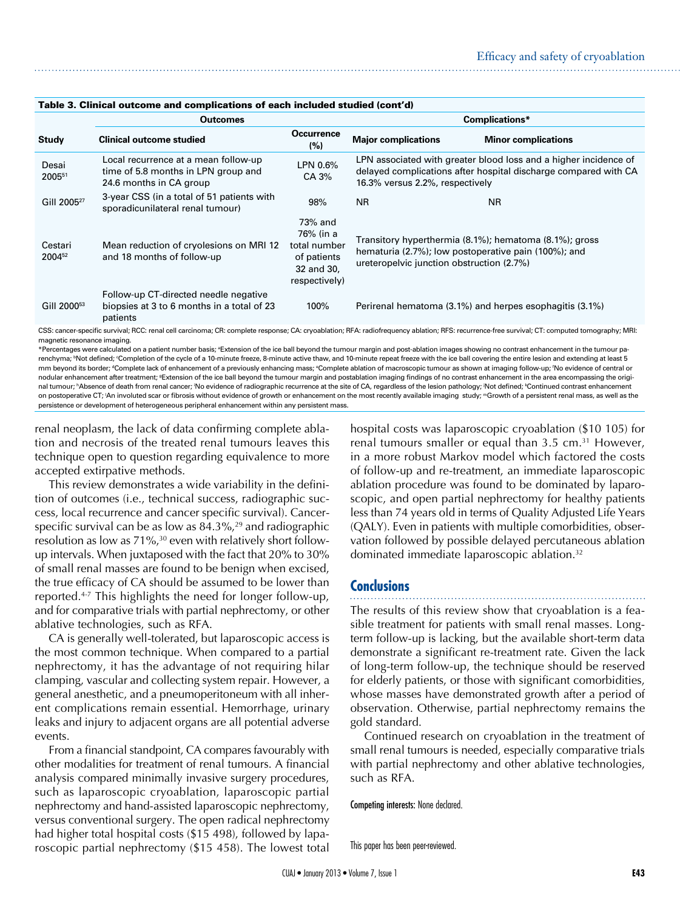**Table 3. Clinical outcome and complications of each included studied (cont'd)**

| Study | Outcomes | | Complications* | |
|---|---|---|---|---|
| | Clinical outcome studied | Occurrence (%) | Major complications | Minor complications |
| Desai 2005[51] | Local recurrence at a mean follow-up time of 5.8 months in LPN group and 24.6 months in CA group | LPN 0.6% CA 3% | LPN associated with greater blood loss and a higher incidence of delayed complications after hospital discharge compared with CA 16.3% versus 2.2%, respectively | |
| Gill 2005[27] | 3-year CSS (in a total of 51 patients with sporadicunilateral renal tumour) | 98% | NR | NR |
| Cestari 2004[52] | Mean reduction of cryolesions on MRI 12 and 18 months of follow-up | 73% and 76% (in a total number of patients 32 and 30, respectively) | Transitory hyperthermia (8.1%); hematoma (8.1%); gross hematuria (2.7%); low postoperative pain (100%); and ureteropelvic junction obstruction (2.7%) | |
| Gill 2000[53] | Follow-up CT-directed needle negative biopsies at 3 to 6 months in a total of 23 patients | 100% | Perirenal hematoma (3.1%) and herpes esophagitis (3.1%) | |

CSS: cancer-specific survival; RCC: renal cell carcinoma; CR: complete response; CA: cryoablation; RFA: radiofrequency ablation; RFS: recurrence-free survival; CT: computed tomography; MRI: magnetic resonance imaging.

*Percentages were calculated on a patient number basis; [a]Extension of the ice ball beyond the tumour margin and post-ablation images showing no contrast enhancement in the tumour parenchyma; [b]Not defined; [c]Completion of the cycle of a 10-minute freeze, 8-minute active thaw, and 10-minute repeat freeze with the ice ball covering the entire lesion and extending at least 5 mm beyond its border; [d]Complete lack of enhancement of a previously enhancing mass; [e]Complete ablation of macroscopic tumour as shown at imaging follow-up; [f]No evidence of central or nodular enhancement after treatment; [g]Extension of the ice ball beyond the tumour margin and postablation imaging findings of no contrast enhancement in the area encompassing the original tumour; [h]Absence of death from renal cancer; [i]No evidence of radiographic recurrence at the site of CA, regardless of the lesion pathology; [j]Not defined; [k]Continued contrast enhancement on postoperative CT; [l]An involuted scar or fibrosis without evidence of growth or enhancement on the most recently available imaging study; [m]Growth of a persistent renal mass, as well as the persistence or development of heterogeneous peripheral enhancement within any persistent mass.

renal neoplasm, the lack of data confirming complete ablation and necrosis of the treated renal tumours leaves this technique open to question regarding equivalence to more accepted extirpative methods.

This review demonstrates a wide variability in the definition of outcomes (i.e., technical success, radiographic success, local recurrence and cancer specific survival). Cancer-specific survival can be as low as 84.3%,[29] and radiographic resolution as low as 71%,[30] even with relatively short follow-up intervals. When juxtaposed with the fact that 20% to 30% of small renal masses are found to be benign when excised, the true efficacy of CA should be assumed to be lower than reported.[4-7] This highlights the need for longer follow-up, and for comparative trials with partial nephrectomy, or other ablative technologies, such as RFA.

CA is generally well-tolerated, but laparoscopic access is the most common technique. When compared to a partial nephrectomy, it has the advantage of not requiring hilar clamping, vascular and collecting system repair. However, a general anesthetic, and a pneumoperitoneum with all inherent complications remain essential. Hemorrhage, urinary leaks and injury to adjacent organs are all potential adverse events.

From a financial standpoint, CA compares favourably with other modalities for treatment of renal tumours. A financial analysis compared minimally invasive surgery procedures, such as laparoscopic cryoablation, laparoscopic partial nephrectomy and hand-assisted laparoscopic nephrectomy, versus conventional surgery. The open radical nephrectomy had higher total hospital costs ($15 498), followed by laparoscopic partial nephrectomy ($15 458). The lowest total hospital costs was laparoscopic cryoablation ($10 105) for renal tumours smaller or equal than 3.5 cm.[31] However, in a more robust Markov model which factored the costs of follow-up and re-treatment, an immediate laparoscopic ablation procedure was found to be dominated by laparoscopic, and open partial nephrectomy for healthy patients less than 74 years old in terms of Quality Adjusted Life Years (QALY). Even in patients with multiple comorbidities, observation followed by possible delayed percutaneous ablation dominated immediate laparoscopic ablation.[32]

## Conclusions

The results of this review show that cryoablation is a feasible treatment for patients with small renal masses. Long-term follow-up is lacking, but the available short-term data demonstrate a significant re-treatment rate. Given the lack of long-term follow-up, the technique should be reserved for elderly patients, or those with significant comorbidities, whose masses have demonstrated growth after a period of observation. Otherwise, partial nephrectomy remains the gold standard.

Continued research on cryoablation in the treatment of small renal tumours is needed, especially comparative trials with partial nephrectomy and other ablative technologies, such as RFA.

**Competing interests:** None declared.

This paper has been peer-reviewed.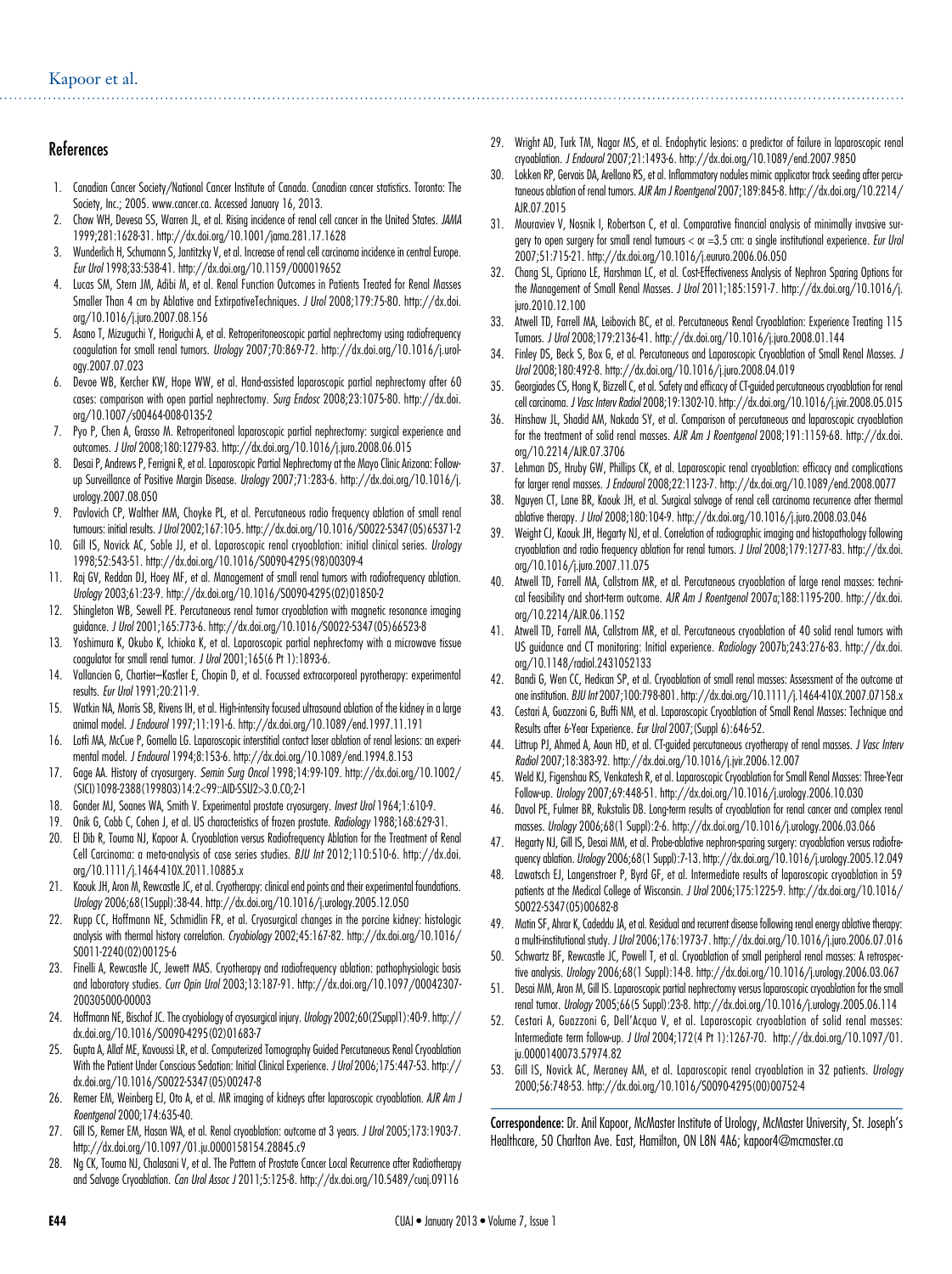## References

1. Canadian Cancer Society/National Cancer Institute of Canada. Canadian cancer statistics. Toronto: The Society, Inc.; 2005. www.cancer.ca. Accessed January 16, 2013.
2. Chow WH, Devesa SS, Warren JL, et al. Rising incidence of renal cell cancer in the United States. *JAMA* 1999;281:1628-31. http://dx.doi.org/10.1001/jama.281.17.1628
3. Wunderlich H, Schumann S, Jantitzky V, et al. Increase of renal cell carcinoma incidence in central Europe. *Eur Urol* 1998;33:538-41. http://dx.doi.org/10.1159/000019652
4. Lucas SM, Stern JM, Adibi M, et al. Renal Function Outcomes in Patients Treated for Renal Masses Smaller Than 4 cm by Ablative and ExtirpativeTechniques. *J Urol* 2008;179:75-80. http://dx.doi.org/10.1016/j.juro.2007.08.156
5. Asano T, Mizuguchi Y, Horiguchi A, et al. Retroperitoneoscopic partial nephrectomy using radiofrequency coagulation for small renal tumors. *Urology* 2007;70:869-72. http://dx.doi.org/10.1016/j.urology.2007.07.023
6. Devoe WB, Kercher KW, Hope WW, et al. Hand-assisted laparoscopic partial nephrectomy after 60 cases: comparison with open partial nephrectomy. *Surg Endosc* 2008;23:1075-80. http://dx.doi.org/10.1007/s00464-008-0135-2
7. Pyo P, Chen A, Grasso M. Retroperitoneal laparoscopic partial nephrectomy: surgical experience and outcomes. *J Urol* 2008;180:1279-83. http://dx.doi.org/10.1016/j.juro.2008.06.015
8. Desai P, Andrews P, Ferrigni R, et al. Laparoscopic Partial Nephrectomy at the Mayo Clinic Arizona: Follow-up Surveillance of Positive Margin Disease. *Urology* 2007;71:283-6. http://dx.doi.org/10.1016/j.urology.2007.08.050
9. Pavlovich CP, Walther MM, Choyke PL, et al. Percutaneous radio frequency ablation of small renal tumours: initial results. *J Urol* 2002;167:10-5. http://dx.doi.org/10.1016/S0022-5347(05)65371-2
10. Gill IS, Novick AC, Soble JJ, et al. Laparoscopic renal cryoablation: initial clinical series. *Urology* 1998;52:543-51. http://dx.doi.org/10.1016/S0090-4295(98)00309-4
11. Raj GV, Reddan DJ, Hoey MF, et al. Management of small renal tumors with radiofrequency ablation. *Urology* 2003;61:23-9. http://dx.doi.org/10.1016/S0090-4295(02)01850-2
12. Shingleton WB, Sewell PE. Percutaneous renal tumor cryoablation with magnetic resonance imaging guidance. *J Urol* 2001;165:773-6. http://dx.doi.org/10.1016/S0022-5347(05)66523-8
13. Yoshimura K, Okubo K, Ichioka K, et al. Laparoscopic partial nephrectomy with a microwave tissue coagulator for small renal tumor. *J Urol* 2001;165(6 Pt 1):1893-6.
14. Vallancien G, Chartier–Kastler E, Chopin D, et al. Focussed extracorporeal pyrotherapy: experimental results. *Eur Urol* 1991;20:211-9.
15. Watkin NA, Morris SB, Rivens IH, et al. High-intensity focused ultrasound ablation of the kidney in a large animal model. *J Endourol* 1997;11:191-6. http://dx.doi.org/10.1089/end.1997.11.191
16. Lotfi MA, McCue P, Gomella LG. Laparoscopic interstitial contact laser ablation of renal lesions: an experimental model. *J Endourol* 1994;8:153-6. http://dx.doi.org/10.1089/end.1994.8.153
17. Gage AA. History of cryosurgery. *Semin Surg Oncol* 1998;14:99-109. http://dx.doi.org/10.1002/(SICI)1098-2388(199803)14:2<99::AID-SSU2>3.0.CO;2-1
18. Gonder MJ, Soanes WA, Smith V. Experimental prostate cryosurgery. *Invest Urol* 1964;1:610-9.
19. Onik G, Cobb C, Cohen J, et al. US characteristics of frozen prostate. *Radiology* 1988;168:629-31.
20. El Dib R, Touma NJ, Kapoor A. Cryoablation versus Radiofrequency Ablation for the Treatment of Renal Cell Carcinoma: a meta-analysis of case series studies. *BJU Int* 2012;110:510-6. http://dx.doi.org/10.1111/j.1464-410X.2011.10885.x
21. Kaouk JH, Aron M, Rewcastle JC, et al. Cryotherapy: clinical end points and their experimental foundations. *Urology* 2006;68(1Suppl):38-44. http://dx.doi.org/10.1016/j.urology.2005.12.050
22. Rupp CC, Hoffmann NE, Schmidlin FR, et al. Cryosurgical changes in the porcine kidney: histologic analysis with thermal history correlation. *Cryobiology* 2002;45:167-82. http://dx.doi.org/10.1016/S0011-2240(02)00125-6
23. Finelli A, Rewcastle JC, Jewett MAS. Cryotherapy and radiofrequency ablation: pathophysiologic basis and laboratory studies. *Curr Opin Urol* 2003;13:187-91. http://dx.doi.org/10.1097/00042307-200305000-00003
24. Hoffmann NE, Bischof JC. The cryobiology of cryosurgical injury. *Urology* 2002;60(2Suppl1):40-9. http://dx.doi.org/10.1016/S0090-4295(02)01683-7
25. Gupta A, Allaf ME, Kavoussi LR, et al. Computerized Tomography Guided Percutaneous Renal Cryoablation With the Patient Under Conscious Sedation: Initial Clinical Experience. *J Urol* 2006;175:447-53. http://dx.doi.org/10.1016/S0022-5347(05)00247-8
26. Remer EM, Weinberg EJ, Oto A, et al. MR imaging of kidneys after laparoscopic cryoablation. *AJR Am J Roentgenol* 2000;174:635-40.
27. Gill IS, Remer EM, Hasan WA, et al. Renal cryoablation: outcome at 3 years. *J Urol* 2005;173:1903-7. http://dx.doi.org/10.1097/01.ju.0000158154.28845.c9
28. Ng CK, Touma NJ, Chalasani V, et al. The Pattern of Prostate Cancer Local Recurrence after Radiotherapy and Salvage Cryoablation. *Can Urol Assoc J* 2011;5:125-8. http://dx.doi.org/10.5489/cuaj.09116
29. Wright AD, Turk TM, Nagar MS, et al. Endophytic lesions: a predictor of failure in laparoscopic renal cryoablation. *J Endourol* 2007;21:1493-6. http://dx.doi.org/10.1089/end.2007.9850
30. Lokken RP, Gervais DA, Arellano RS, et al. Inflammatory nodules mimic applicator track seeding after percutaneous ablation of renal tumors. *AJR Am J Roentgenol* 2007;189:845-8. http://dx.doi.org/10.2214/AJR.07.2015
31. Mouraviev V, Nosnik I, Robertson C, et al. Comparative financial analysis of minimally invasive surgery to open surgery for small renal tumours < or =3.5 cm: a single institutional experience. *Eur Urol* 2007;51:715-21. http://dx.doi.org/10.1016/j.eururo.2006.06.050
32. Chang SL, Cipriano LE, Harshman LC, et al. Cost-Effectiveness Analysis of Nephron Sparing Options for the Management of Small Renal Masses. *J Urol* 2011;185:1591-7. http://dx.doi.org/10.1016/j.juro.2010.12.100
33. Atwell TD, Farrell MA, Leibovich BC, et al. Percutaneous Renal Cryoablation: Experience Treating 115 Tumors. *J Urol* 2008;179:2136-41. http://dx.doi.org/10.1016/j.juro.2008.01.144
34. Finley DS, Beck S, Box G, et al. Percutaneous and Laparoscopic Cryoablation of Small Renal Masses. *J Urol* 2008;180:492-8. http://dx.doi.org/10.1016/j.juro.2008.04.019
35. Georgiades CS, Hong K, Bizzell C, et al. Safety and efficacy of CT-guided percutaneous cryoablation for renal cell carcinoma. *J Vasc Interv Radiol* 2008;19:1302-10. http://dx.doi.org/10.1016/j.jvir.2008.05.015
36. Hinshaw JL, Shadid AM, Nakada SY, et al. Comparison of percutaneous and laparoscopic cryoablation for the treatment of solid renal masses. *AJR Am J Roentgenol* 2008;191:1159-68. http://dx.doi.org/10.2214/AJR.07.3706
37. Lehman DS, Hruby GW, Phillips CK, et al. Laparoscopic renal cryoablation: efficacy and complications for larger renal masses. *J Endourol* 2008;22:1123-7. http://dx.doi.org/10.1089/end.2008.0077
38. Nguyen CT, Lane BR, Kaouk JH, et al. Surgical salvage of renal cell carcinoma recurrence after thermal ablative therapy. *J Urol* 2008;180:104-9. http://dx.doi.org/10.1016/j.juro.2008.03.046
39. Weight CJ, Kaouk JH, Hegarty NJ, et al. Correlation of radiographic imaging and histopathology following cryoablation and radio frequency ablation for renal tumors. *J Urol* 2008;179:1277-83. http://dx.doi.org/10.1016/j.juro.2007.11.075
40. Atwell TD, Farrell MA, Callstrom MR, et al. Percutaneous cryoablation of large renal masses: technical feasibility and short-term outcome. *AJR Am J Roentgenol* 2007a;188:1195-200. http://dx.doi.org/10.2214/AJR.06.1152
41. Atwell TD, Farrell MA, Callstrom MR, et al. Percutaneous cryoablation of 40 solid renal tumors with US guidance and CT monitoring: Initial experience. *Radiology* 2007b;243:276-83. http://dx.doi.org/10.1148/radiol.2431052133
42. Bandi G, Wen CC, Hedican SP, et al. Cryoablation of small renal masses: Assessment of the outcome at one institution. *BJU Int* 2007;100:798-801. http://dx.doi.org/10.1111/j.1464-410X.2007.07158.x
43. Cestari A, Guazzoni G, Buffi NM, et al. Laparoscopic Cryoablation of Small Renal Masses: Technique and Results after 6-Year Experience. *Eur Urol* 2007;(Suppl 6):646-52.
44. Littrup PJ, Ahmed A, Aoun HD, et al. CT-guided percutaneous cryotherapy of renal masses. *J Vasc Interv Radiol* 2007;18:383-92. http://dx.doi.org/10.1016/j.jvir.2006.12.007
45. Weld KJ, Figenshau RS, Venkatesh R, et al. Laparoscopic Cryoablation for Small Renal Masses: Three-Year Follow-up. *Urology* 2007;69:448-51. http://dx.doi.org/10.1016/j.urology.2006.10.030
46. Davol PE, Fulmer BR, Rukstalis DB. Long-term results of cryoablation for renal cancer and complex renal masses. *Urology* 2006;68(1 Suppl):2-6. http://dx.doi.org/10.1016/j.urology.2006.03.066
47. Hegarty NJ, Gill IS, Desai MM, et al. Probe-ablative nephron-sparing surgery: cryoablation versus radiofrequency ablation. *Urology* 2006;68(1 Suppl):7-13. http://dx.doi.org/10.1016/j.urology.2005.12.049
48. Lawatsch EJ, Langenstroer P, Byrd GF, et al. Intermediate results of laparoscopic cryoablation in 59 patients at the Medical College of Wisconsin. *J Urol* 2006;175:1225-9. http://dx.doi.org/10.1016/S0022-5347(05)00682-8
49. Matin SF, Ahrar K, Cadeddu JA, et al. Residual and recurrent disease following renal energy ablative therapy: a multi-institutional study. *J Urol* 2006;176:1973-7. http://dx.doi.org/10.1016/j.juro.2006.07.016
50. Schwartz BF, Rewcastle JC, Powell T, et al. Cryoablation of small peripheral renal masses: A retrospective analysis. *Urology* 2006;68(1 Suppl):14-8. http://dx.doi.org/10.1016/j.urology.2006.03.067
51. Desai MM, Aron M, Gill IS. Laparoscopic partial nephrectomy versus laparoscopic cryoablation for the small renal tumor. *Urology* 2005;66(5 Suppl):23-8. http://dx.doi.org/10.1016/j.urology.2005.06.114
52. Cestari A, Guazzoni G, Dell'Acqua V, et al. Laparoscopic cryoablation of solid renal masses: Intermediate term follow-up. *J Urol* 2004;172(4 Pt 1):1267-70. http://dx.doi.org/10.1097/01.ju.0000140073.57974.82
53. Gill IS, Novick AC, Meraney AM, et al. Laparoscopic renal cryoablation in 32 patients. *Urology* 2000;56:748-53. http://dx.doi.org/10.1016/S0090-4295(00)00752-4

---

**Correspondence:** Dr. Anil Kapoor, McMaster Institute of Urology, McMaster University, St. Joseph's Healthcare, 50 Charlton Ave. East, Hamilton, ON L8N 4A6; kapoor4@mcmaster.ca